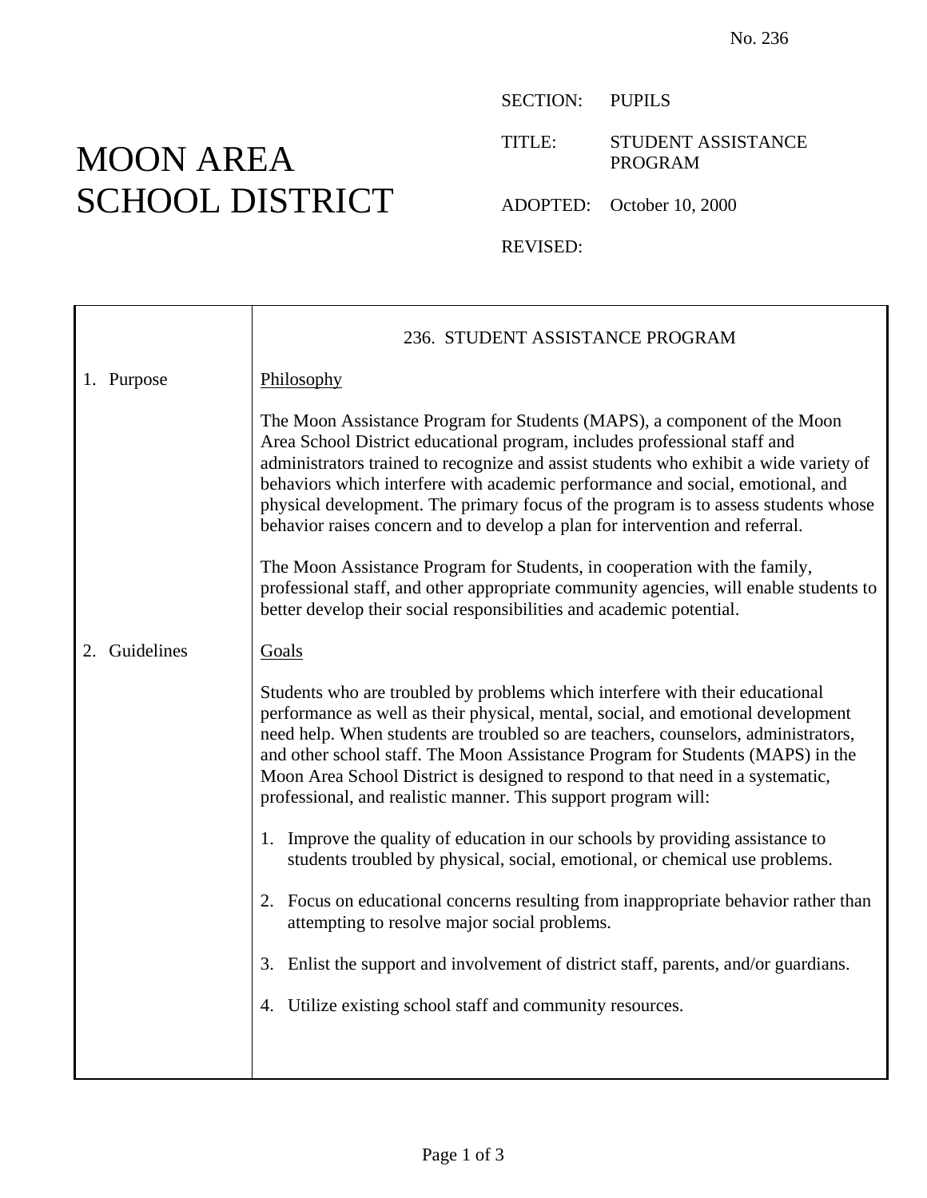No. 236

# MOON AREA SCHOOL DISTRICT

SECTION: PUPILS

TITLE: STUDENT ASSISTANCE PROGRAM

ADOPTED: October 10, 2000

REVISED:

## 236. STUDENT ASSISTANCE PROGRAM

### 1. Purpose

Philosophy

The Moon Assistance Program for Students (MAPS), a component of the Moon Area School District educational program, includes professional staff and administrators trained to recognize and assist students who exhibit a wide variety of behaviors which interfere with academic performance and social, emotional, and physical development. The primary focus of the program is to assess students whose behavior raises concern and to develop a plan for intervention and referral.

The Moon Assistance Program for Students, in cooperation with the family, professional staff, and other appropriate community agencies, will enable students to better develop their social responsibilities and academic potential.

### 2. Guidelines

Goals

Students who are troubled by problems which interfere with their educational performance as well as their physical, mental, social, and emotional development need help. When students are troubled so are teachers, counselors, administrators, and other school staff. The Moon Assistance Program for Students (MAPS) in the Moon Area School District is designed to respond to that need in a systematic, professional, and realistic manner. This support program will:

1. Improve the quality of education in our schools by providing assistance to students troubled by physical, social, emotional, or chemical use problems.

2. Focus on educational concerns resulting from inappropriate behavior rather than attempting to resolve major social problems.

3. Enlist the support and involvement of district staff, parents, and/or guardians.

4. Utilize existing school staff and community resources.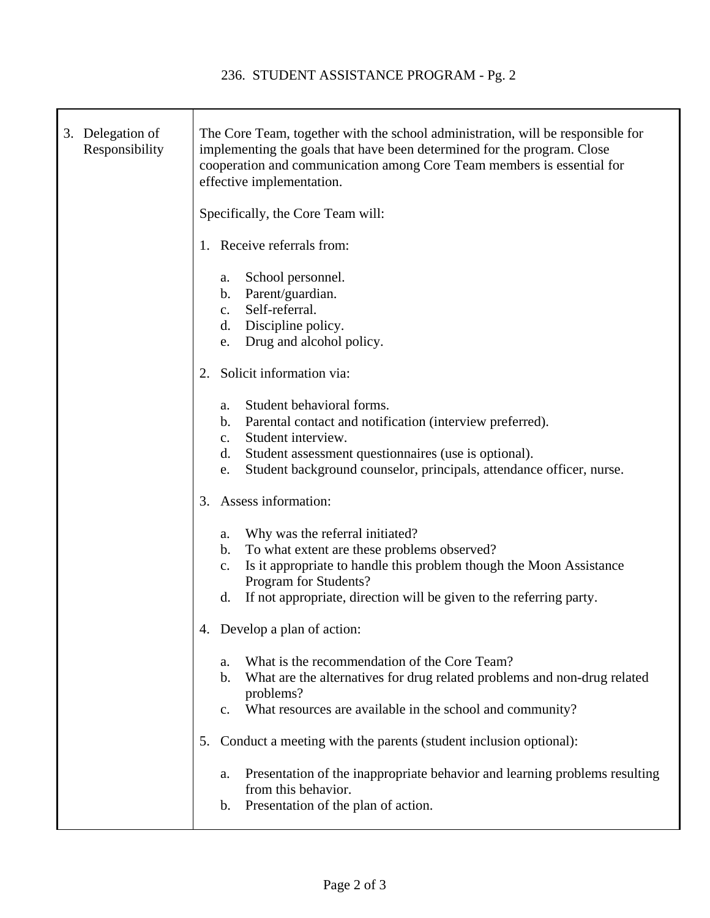| | |
|---|---|
| 3. Delegation of Responsibility | The Core Team, together with the school administration, will be responsible for implementing the goals that have been determined for the program. Close cooperation and communication among Core Team members is essential for effective implementation.<br><br>Specifically, the Core Team will:<br><br>1. Receive referrals from:<br>a. School personnel.<br>b. Parent/guardian.<br>c. Self-referral.<br>d. Discipline policy.<br>e. Drug and alcohol policy.<br><br>2. Solicit information via:<br>a. Student behavioral forms.<br>b. Parental contact and notification (interview preferred).<br>c. Student interview.<br>d. Student assessment questionnaires (use is optional).<br>e. Student background counselor, principals, attendance officer, nurse.<br><br>3. Assess information:<br>a. Why was the referral initiated?<br>b. To what extent are these problems observed?<br>c. Is it appropriate to handle this problem though the Moon Assistance Program for Students?<br>d. If not appropriate, direction will be given to the referring party.<br><br>4. Develop a plan of action:<br>a. What is the recommendation of the Core Team?<br>b. What are the alternatives for drug related problems and non-drug related problems?<br>c. What resources are available in the school and community?<br><br>5. Conduct a meeting with the parents (student inclusion optional):<br>a. Presentation of the inappropriate behavior and learning problems resulting from this behavior.<br>b. Presentation of the plan of action. |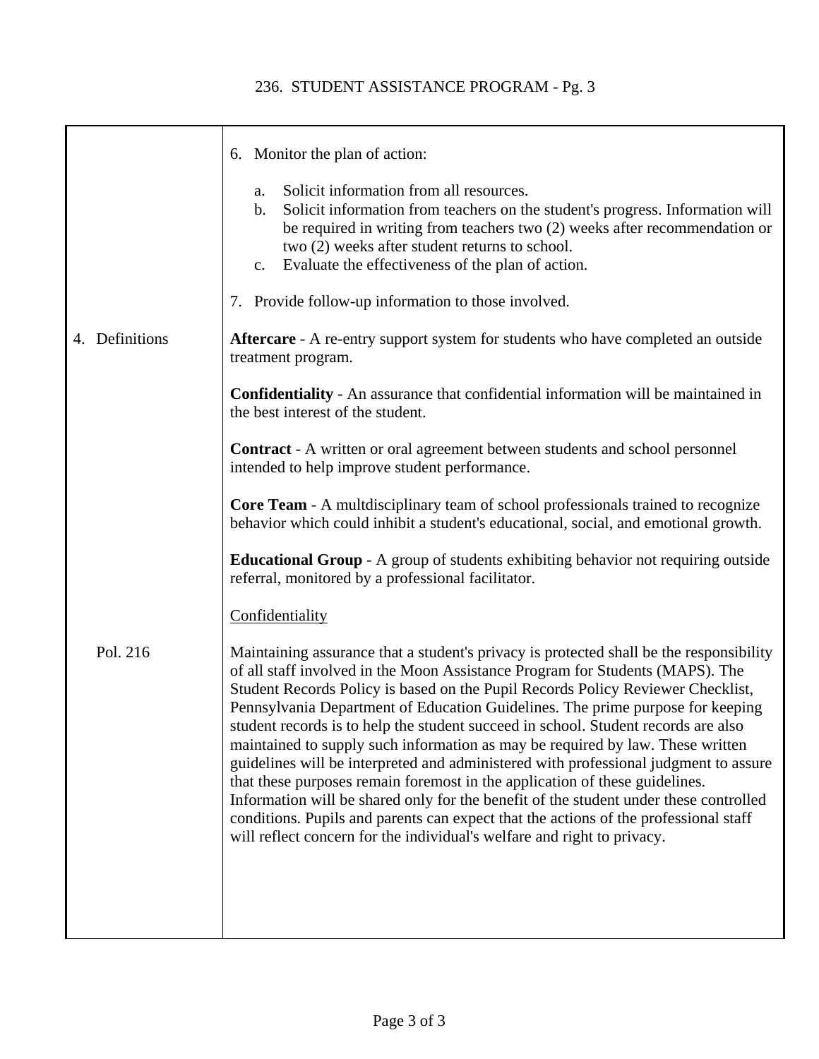6. Monitor the plan of action:

   a. Solicit information from all resources.
   b. Solicit information from teachers on the student's progress. Information will be required in writing from teachers two (2) weeks after recommendation or two (2) weeks after student returns to school.
   c. Evaluate the effectiveness of the plan of action.

7. Provide follow-up information to those involved.

## 4. Definitions

**Aftercare** - A re-entry support system for students who have completed an outside treatment program.

**Confidentiality** - An assurance that confidential information will be maintained in the best interest of the student.

**Contract** - A written or oral agreement between students and school personnel intended to help improve student performance.

**Core Team** - A multdisciplinary team of school professionals trained to recognize behavior which could inhibit a student's educational, social, and emotional growth.

**Educational Group** - A group of students exhibiting behavior not requiring outside referral, monitored by a professional facilitator.

Confidentiality

Pol. 216

Maintaining assurance that a student's privacy is protected shall be the responsibility of all staff involved in the Moon Assistance Program for Students (MAPS). The Student Records Policy is based on the Pupil Records Policy Reviewer Checklist, Pennsylvania Department of Education Guidelines. The prime purpose for keeping student records is to help the student succeed in school. Student records are also maintained to supply such information as may be required by law. These written guidelines will be interpreted and administered with professional judgment to assure that these purposes remain foremost in the application of these guidelines. Information will be shared only for the benefit of the student under these controlled conditions. Pupils and parents can expect that the actions of the professional staff will reflect concern for the individual's welfare and right to privacy.